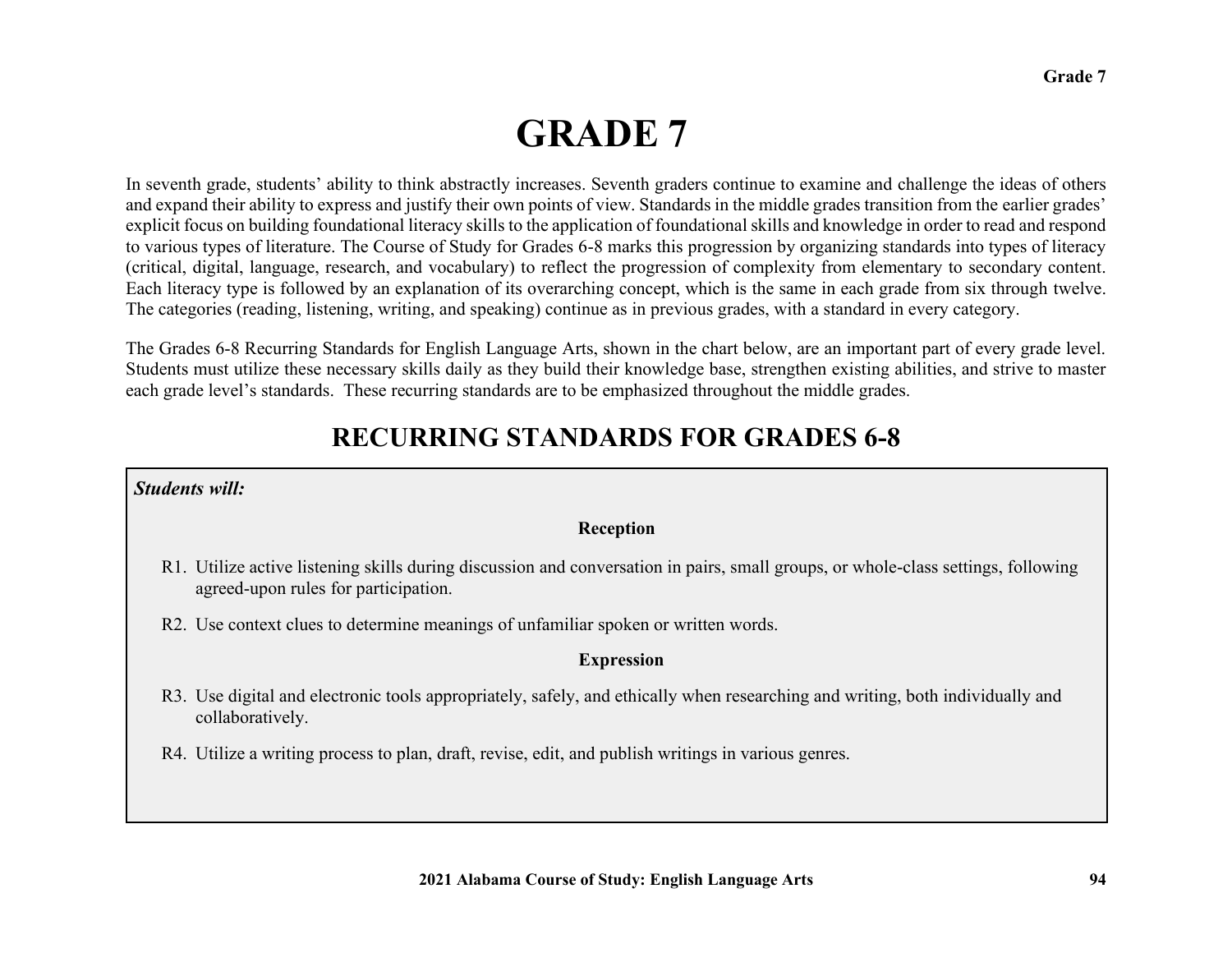# GRADE 7

In seventh grade, students' ability to think abstractly increases. Seventh graders continue to examine and challenge the ideas of others and expand their ability to express and justify their own points of view. Standards in the middle grades transition from the earlier grades' explicit focus on building foundational literacy skills to the application of foundational skills and knowledge in order to read and respond to various types of literature. The Course of Study for Grades 6-8 marks this progression by organizing standards into types of literacy (critical, digital, language, research, and vocabulary) to reflect the progression of complexity from elementary to secondary content. Each literacy type is followed by an explanation of its overarching concept, which is the same in each grade from six through twelve. The categories (reading, listening, writing, and speaking) continue as in previous grades, with a standard in every category.

The Grades 6-8 Recurring Standards for English Language Arts, shown in the chart below, are an important part of every grade level. Students must utilize these necessary skills daily as they build their knowledge base, strengthen existing abilities, and strive to master each grade level's standards. These recurring standards are to be emphasized throughout the middle grades.

## RECURRING STANDARDS FOR GRADES 6-8

***Students will:***

**Reception**

R1. Utilize active listening skills during discussion and conversation in pairs, small groups, or whole-class settings, following agreed-upon rules for participation.

R2. Use context clues to determine meanings of unfamiliar spoken or written words.

**Expression**

R3. Use digital and electronic tools appropriately, safely, and ethically when researching and writing, both individually and collaboratively.

R4. Utilize a writing process to plan, draft, revise, edit, and publish writings in various genres.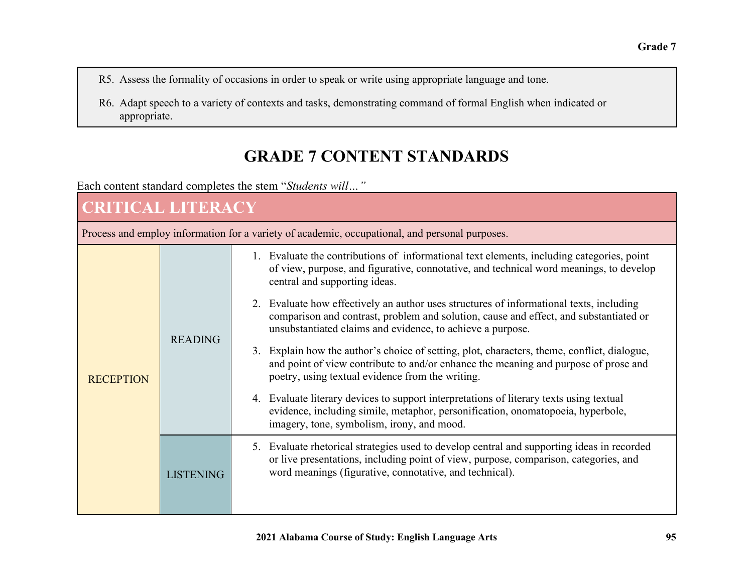R5. Assess the formality of occasions in order to speak or write using appropriate language and tone.

R6. Adapt speech to a variety of contexts and tasks, demonstrating command of formal English when indicated or appropriate.

## GRADE 7 CONTENT STANDARDS

Each content standard completes the stem "*Students will…"*

| CRITICAL LITERACY | | |
|---|---|---|
| Process and employ information for a variety of academic, occupational, and personal purposes. | | |
| RECEPTION | READING | 1. Evaluate the contributions of informational text elements, including categories, point of view, purpose, and figurative, connotative, and technical word meanings, to develop central and supporting ideas. <br> 2. Evaluate how effectively an author uses structures of informational texts, including comparison and contrast, problem and solution, cause and effect, and substantiated or unsubstantiated claims and evidence, to achieve a purpose. <br> 3. Explain how the author's choice of setting, plot, characters, theme, conflict, dialogue, and point of view contribute to and/or enhance the meaning and purpose of prose and poetry, using textual evidence from the writing. <br> 4. Evaluate literary devices to support interpretations of literary texts using textual evidence, including simile, metaphor, personification, onomatopoeia, hyperbole, imagery, tone, symbolism, irony, and mood. |
| | LISTENING | 5. Evaluate rhetorical strategies used to develop central and supporting ideas in recorded or live presentations, including point of view, purpose, comparison, categories, and word meanings (figurative, connotative, and technical). |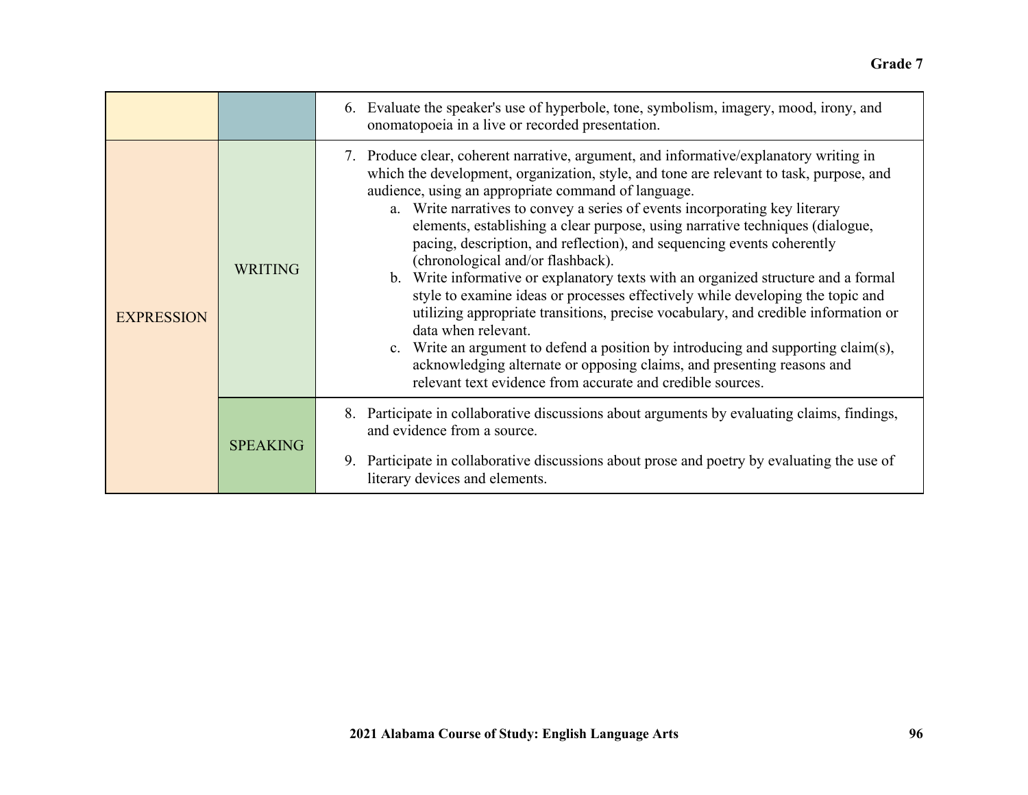| | | |
|---|---|---|
| | | 6. Evaluate the speaker's use of hyperbole, tone, symbolism, imagery, mood, irony, and onomatopoeia in a live or recorded presentation. |
| EXPRESSION | WRITING | 7. Produce clear, coherent narrative, argument, and informative/explanatory writing in which the development, organization, style, and tone are relevant to task, purpose, and audience, using an appropriate command of language.<br>a. Write narratives to convey a series of events incorporating key literary elements, establishing a clear purpose, using narrative techniques (dialogue, pacing, description, and reflection), and sequencing events coherently (chronological and/or flashback).<br>b. Write informative or explanatory texts with an organized structure and a formal style to examine ideas or processes effectively while developing the topic and utilizing appropriate transitions, precise vocabulary, and credible information or data when relevant.<br>c. Write an argument to defend a position by introducing and supporting claim(s), acknowledging alternate or opposing claims, and presenting reasons and relevant text evidence from accurate and credible sources. |
| | SPEAKING | 8. Participate in collaborative discussions about arguments by evaluating claims, findings, and evidence from a source.<br>9. Participate in collaborative discussions about prose and poetry by evaluating the use of literary devices and elements. |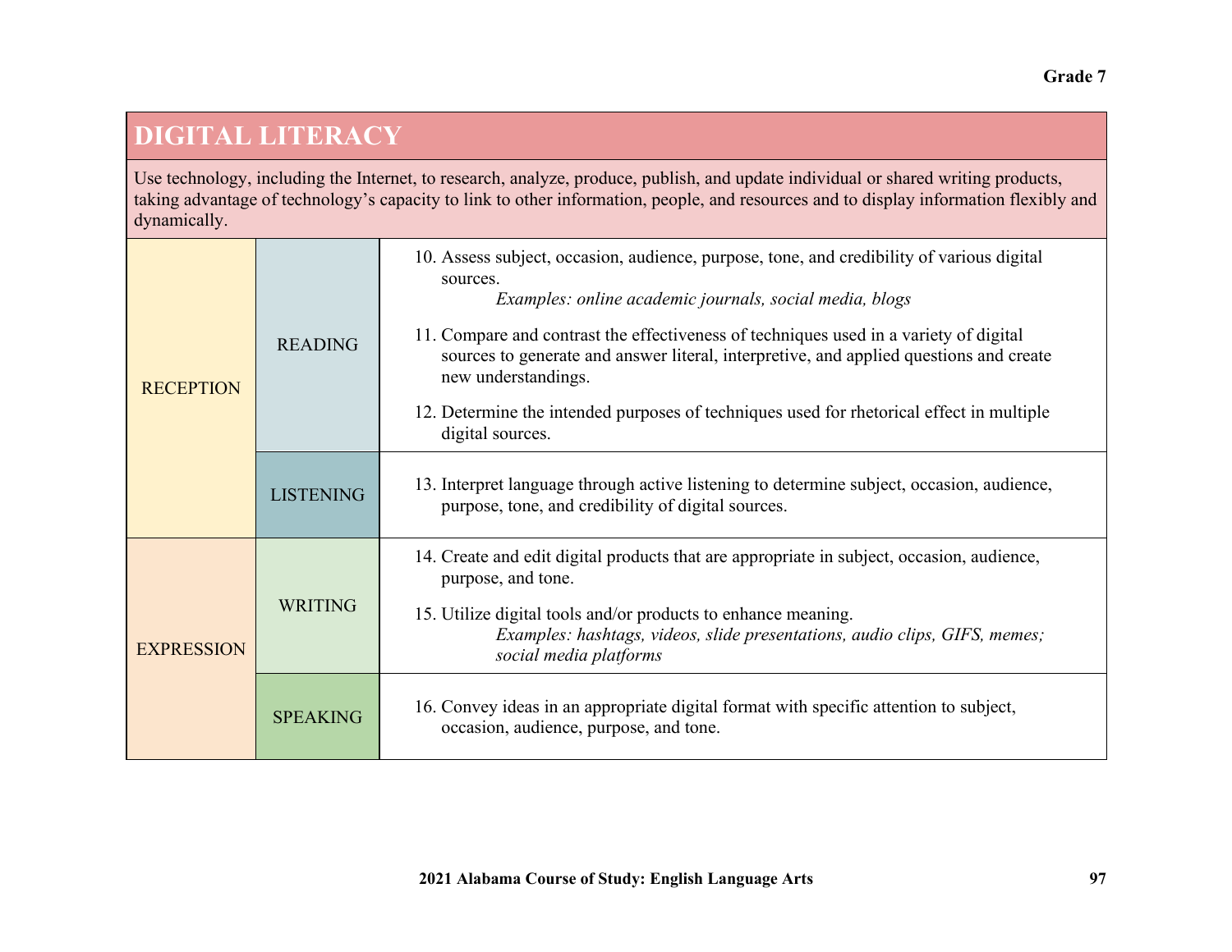Grade 7

## DIGITAL LITERACY

Use technology, including the Internet, to research, analyze, produce, publish, and update individual or shared writing products, taking advantage of technology's capacity to link to other information, people, and resources and to display information flexibly and dynamically.

| | | |
|---|---|---|
| RECEPTION | READING | 10. Assess subject, occasion, audience, purpose, tone, and credibility of various digital sources.<br>*Examples: online academic journals, social media, blogs*<br><br>11. Compare and contrast the effectiveness of techniques used in a variety of digital sources to generate and answer literal, interpretive, and applied questions and create new understandings.<br><br>12. Determine the intended purposes of techniques used for rhetorical effect in multiple digital sources. |
| | LISTENING | 13. Interpret language through active listening to determine subject, occasion, audience, purpose, tone, and credibility of digital sources. |
| EXPRESSION | WRITING | 14. Create and edit digital products that are appropriate in subject, occasion, audience, purpose, and tone.<br><br>15. Utilize digital tools and/or products to enhance meaning.<br>*Examples: hashtags, videos, slide presentations, audio clips, GIFS, memes; social media platforms* |
| | SPEAKING | 16. Convey ideas in an appropriate digital format with specific attention to subject, occasion, audience, purpose, and tone. |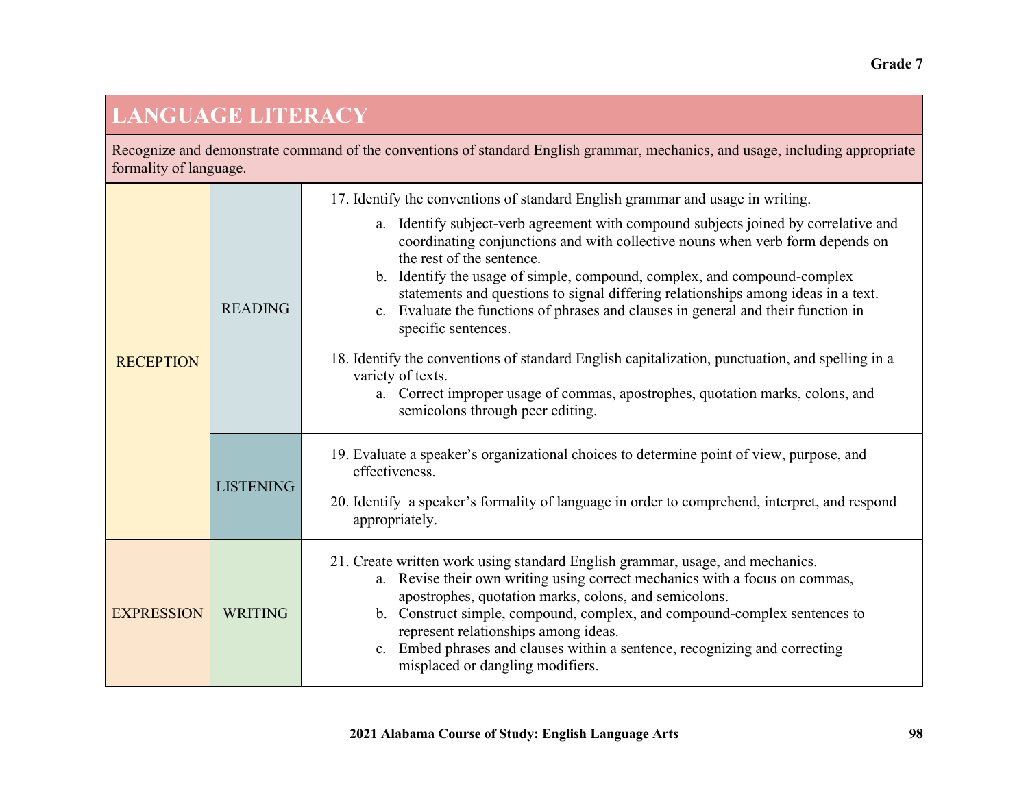Grade 7

## LANGUAGE LITERACY

Recognize and demonstrate command of the conventions of standard English grammar, mechanics, and usage, including appropriate formality of language.

| | | |
|---|---|---|
| RECEPTION | READING | 17. Identify the conventions of standard English grammar and usage in writing.<br>a. Identify subject-verb agreement with compound subjects joined by correlative and coordinating conjunctions and with collective nouns when verb form depends on the rest of the sentence.<br>b. Identify the usage of simple, compound, complex, and compound-complex statements and questions to signal differing relationships among ideas in a text.<br>c. Evaluate the functions of phrases and clauses in general and their function in specific sentences.<br><br>18. Identify the conventions of standard English capitalization, punctuation, and spelling in a variety of texts.<br>a. Correct improper usage of commas, apostrophes, quotation marks, colons, and semicolons through peer editing. |
| | LISTENING | 19. Evaluate a speaker's organizational choices to determine point of view, purpose, and effectiveness.<br><br>20. Identify a speaker's formality of language in order to comprehend, interpret, and respond appropriately. |
| EXPRESSION | WRITING | 21. Create written work using standard English grammar, usage, and mechanics.<br>a. Revise their own writing using correct mechanics with a focus on commas, apostrophes, quotation marks, colons, and semicolons.<br>b. Construct simple, compound, complex, and compound-complex sentences to represent relationships among ideas.<br>c. Embed phrases and clauses within a sentence, recognizing and correcting misplaced or dangling modifiers. |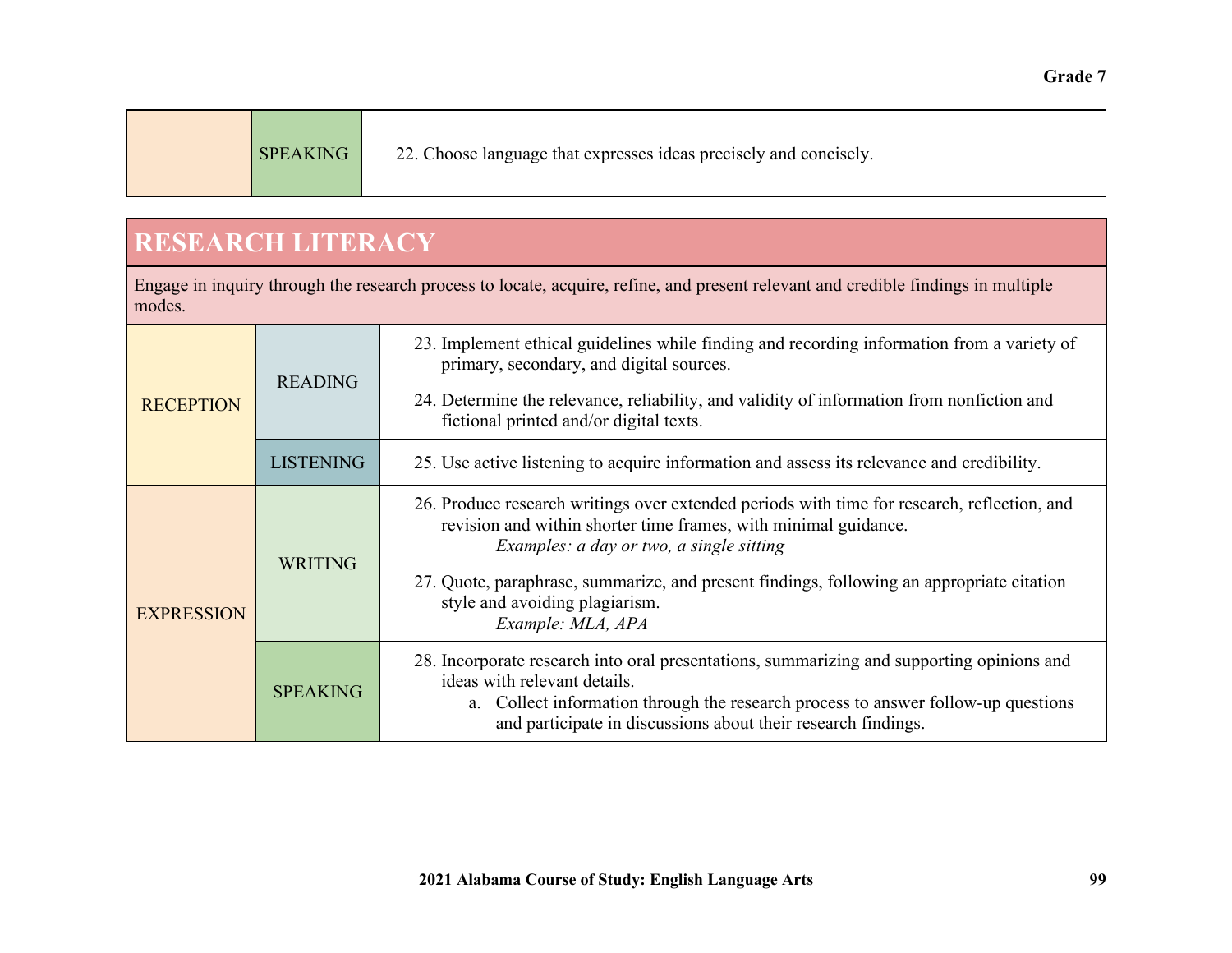| | | |
|---|---|---|
| | SPEAKING | 22. Choose language that expresses ideas precisely and concisely. |

## RESEARCH LITERACY

Engage in inquiry through the research process to locate, acquire, refine, and present relevant and credible findings in multiple modes.

| | | |
|---|---|---|
| RECEPTION | READING | 23. Implement ethical guidelines while finding and recording information from a variety of primary, secondary, and digital sources.<br><br>24. Determine the relevance, reliability, and validity of information from nonfiction and fictional printed and/or digital texts. |
| | LISTENING | 25. Use active listening to acquire information and assess its relevance and credibility. |
| EXPRESSION | WRITING | 26. Produce research writings over extended periods with time for research, reflection, and revision and within shorter time frames, with minimal guidance.<br>*Examples: a day or two, a single sitting*<br><br>27. Quote, paraphrase, summarize, and present findings, following an appropriate citation style and avoiding plagiarism.<br>*Example: MLA, APA* |
| | SPEAKING | 28. Incorporate research into oral presentations, summarizing and supporting opinions and ideas with relevant details.<br>a. Collect information through the research process to answer follow-up questions and participate in discussions about their research findings. |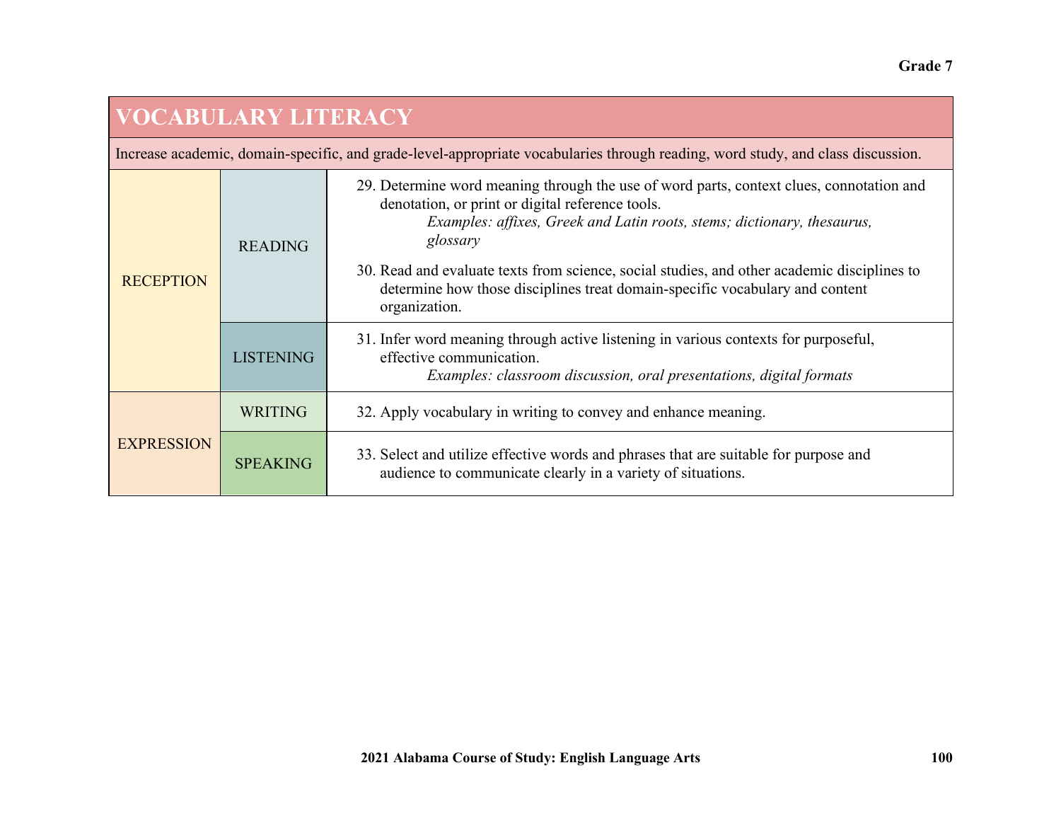| VOCABULARY LITERACY | | |
|---|---|---|
| Increase academic, domain-specific, and grade-level-appropriate vocabularies through reading, word study, and class discussion. | | |
| RECEPTION | READING | 29. Determine word meaning through the use of word parts, context clues, connotation and denotation, or print or digital reference tools.<br>*Examples: affixes, Greek and Latin roots, stems; dictionary, thesaurus, glossary*<br><br>30. Read and evaluate texts from science, social studies, and other academic disciplines to determine how those disciplines treat domain-specific vocabulary and content organization. |
| | LISTENING | 31. Infer word meaning through active listening in various contexts for purposeful, effective communication.<br>*Examples: classroom discussion, oral presentations, digital formats* |
| EXPRESSION | WRITING | 32. Apply vocabulary in writing to convey and enhance meaning. |
| | SPEAKING | 33. Select and utilize effective words and phrases that are suitable for purpose and audience to communicate clearly in a variety of situations. |